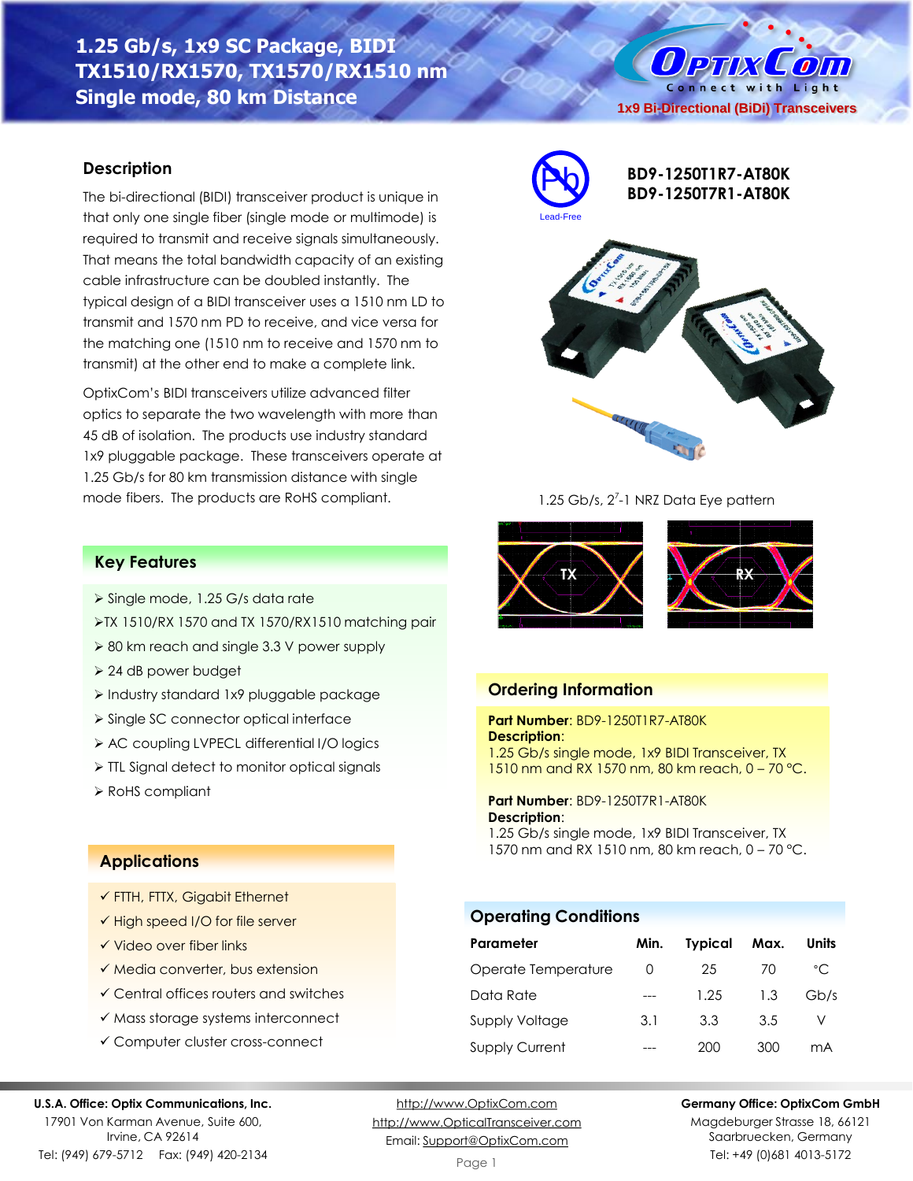# 1.25 Gb/s, 1x9 SC Package, BIDI TX1510/RX1570, TX1570/RX1510 nm Single mode, 80 km Distance

1x9 Bi-Directional (BiDi) Transceivers

**BD9-1250T1R7-AT80K**
**BD9-1250T7R1-AT80K**

Lead-Free

## Description

The bi-directional (BIDI) transceiver product is unique in that only one single fiber (single mode or multimode) is required to transmit and receive signals simultaneously. That means the total bandwidth capacity of an existing cable infrastructure can be doubled instantly. The typical design of a BIDI transceiver uses a 1510 nm LD to transmit and 1570 nm PD to receive, and vice versa for the matching one (1510 nm to receive and 1570 nm to transmit) at the other end to make a complete link.

OptixCom's BIDI transceivers utilize advanced filter optics to separate the two wavelength with more than 45 dB of isolation. The products use industry standard 1x9 pluggable package. These transceivers operate at 1.25 Gb/s for 80 km transmission distance with single mode fibers. The products are RoHS compliant.

1.25 Gb/s, $2^7$-1 NRZ Data Eye pattern

## Key Features

- Single mode, 1.25 G/s data rate
- TX 1510/RX 1570 and TX 1570/RX1510 matching pair
- 80 km reach and single 3.3 V power supply
- 24 dB power budget
- Industry standard 1x9 pluggable package
- Single SC connector optical interface
- AC coupling LVPECL differential I/O logics
- TTL Signal detect to monitor optical signals
- RoHS compliant

## Ordering Information

**Part Number**: BD9-1250T1R7-AT80K
**Description**:
1.25 Gb/s single mode, 1x9 BIDI Transceiver, TX 1510 nm and RX 1570 nm, 80 km reach, 0 – 70 °C.

**Part Number**: BD9-1250T7R1-AT80K
**Description**:
1.25 Gb/s single mode, 1x9 BIDI Transceiver, TX 1570 nm and RX 1510 nm, 80 km reach, 0 – 70 °C.

## Applications

- ✓ FTTH, FTTX, Gigabit Ethernet
- ✓ High speed I/O for file server
- ✓ Video over fiber links
- ✓ Media converter, bus extension
- ✓ Central offices routers and switches
- ✓ Mass storage systems interconnect
- ✓ Computer cluster cross-connect

## Operating Conditions

| Parameter | Min. | Typical | Max. | Units |
|---|---|---|---|---|
| Operate Temperature | 0 | 25 | 70 | °C |
| Data Rate | --- | 1.25 | 1.3 | Gb/s |
| Supply Voltage | 3.1 | 3.3 | 3.5 | V |
| Supply Current | --- | 200 | 300 | mA |

**U.S.A. Office: Optix Communications, Inc.**
17901 Von Karman Avenue, Suite 600,
Irvine, CA 92614
Tel: (949) 679-5712 Fax: (949) 420-2134

http://www.OptixCom.com
http://www.OpticalTransceiver.com
Email: Support@OptixCom.com

**Germany Office: OptixCom GmbH**
Magdeburger Strasse 18, 66121
Saarbruecken, Germany
Tel: +49 (0)681 4013-5172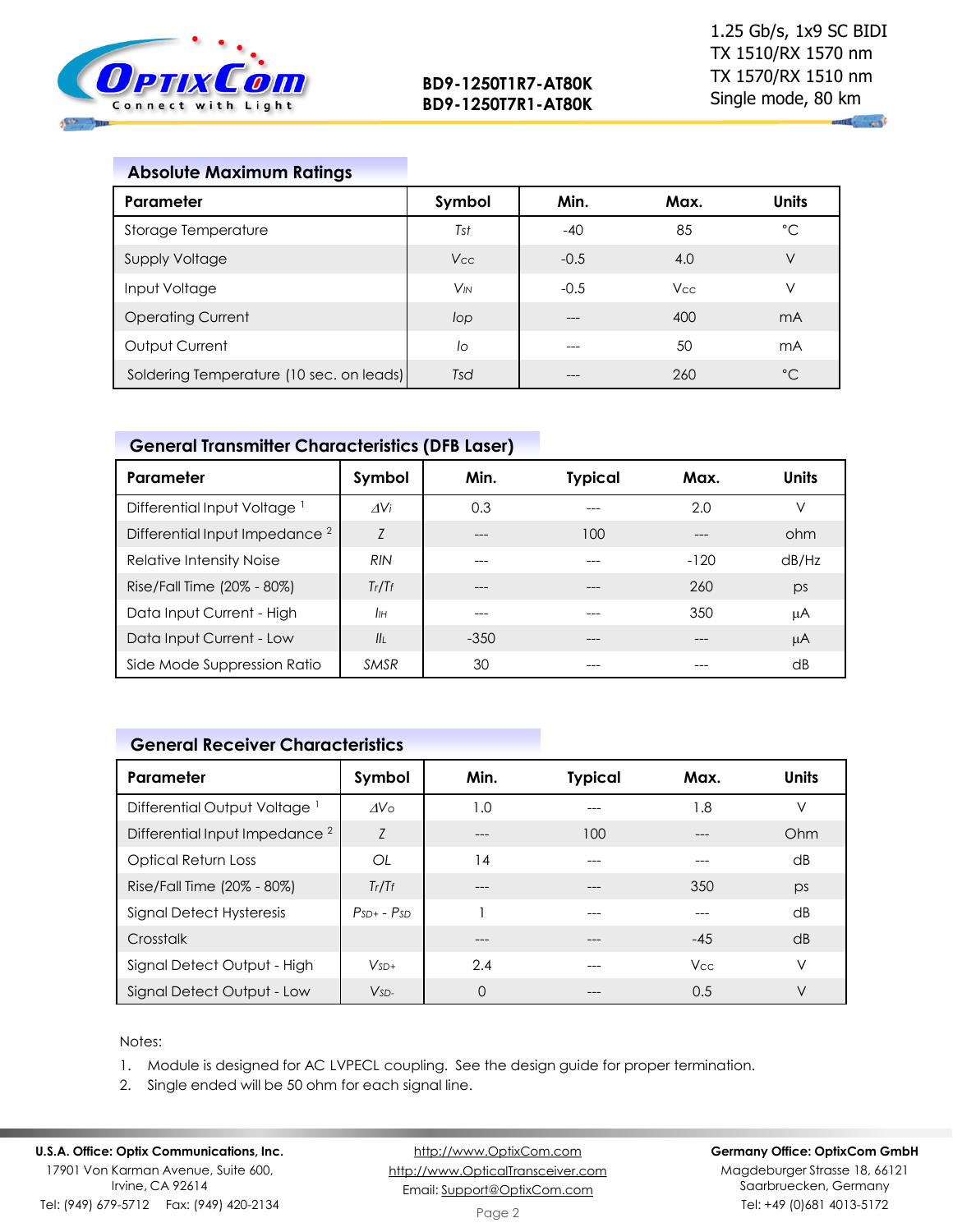## Absolute Maximum Ratings

| Parameter | Symbol | Min. | Max. | Units |
|---|---|---|---|---|
| Storage Temperature | $T_{st}$ | -40 | 85 | °C |
| Supply Voltage | $V_{CC}$ | -0.5 | 4.0 | V |
| Input Voltage | $V_{IN}$ | -0.5 | $V_{CC}$ | V |
| Operating Current | $I_{op}$ | --- | 400 | mA |
| Output Current | $I_o$ | --- | 50 | mA |
| Soldering Temperature (10 sec. on leads) | $T_{sd}$ | --- | 260 | °C |

## General Transmitter Characteristics (DFB Laser)

| Parameter | Symbol | Min. | Typical | Max. | Units |
|---|---|---|---|---|---|
| Differential Input Voltage [1] | $\Delta V_i$ | 0.3 | --- | 2.0 | V |
| Differential Input Impedance [2] | $Z$ | --- | 100 | --- | ohm |
| Relative Intensity Noise | $RIN$ | --- | --- | -120 | dB/Hz |
| Rise/Fall Time (20% - 80%) | $T_r/T_f$ | --- | --- | 260 | ps |
| Data Input Current - High | $I_{IH}$ | --- | --- | 350 | µA |
| Data Input Current - Low | $I_{IL}$ | -350 | --- | --- | µA |
| Side Mode Suppression Ratio | $SMSR$ | 30 | --- | --- | dB |

## General Receiver Characteristics

| Parameter | Symbol | Min. | Typical | Max. | Units |
|---|---|---|---|---|---|
| Differential Output Voltage [1] | $\Delta V_o$ | 1.0 | --- | 1.8 | V |
| Differential Input Impedance [2] | $Z$ | --- | 100 | --- | Ohm |
| Optical Return Loss | $OL$ | 14 | --- | --- | dB |
| Rise/Fall Time (20% - 80%) | $T_r/T_f$ | --- | --- | 350 | ps |
| Signal Detect Hysteresis | $P_{SD+} - P_{SD}$ | 1 | --- | --- | dB |
| Crosstalk | | --- | --- | -45 | dB |
| Signal Detect Output - High | $V_{SD+}$ | 2.4 | --- | $V_{CC}$ | V |
| Signal Detect Output - Low | $V_{SD-}$ | 0 | --- | 0.5 | V |

Notes:

1. Module is designed for AC LVPECL coupling. See the design guide for proper termination.
2. Single ended will be 50 ohm for each signal line.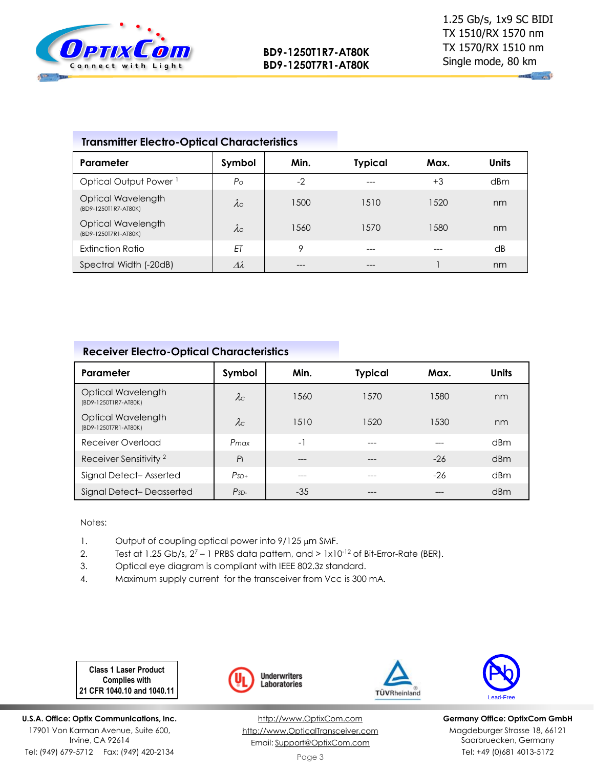## Transmitter Electro-Optical Characteristics

| Parameter | Symbol | Min. | Typical | Max. | Units |
|---|---|---|---|---|---|
| Optical Output Power [1] | $P_O$ | -2 | --- | +3 | dBm |
| Optical Wavelength (BD9-1250T1R7-AT80K) | $\lambda_O$ | 1500 | 1510 | 1520 | nm |
| Optical Wavelength (BD9-1250T7R1-AT80K) | $\lambda_O$ | 1560 | 1570 | 1580 | nm |
| Extinction Ratio | $ET$ | 9 | --- | --- | dB |
| Spectral Width (-20dB) | $\Delta\lambda$ | --- | --- | 1 | nm |

## Receiver Electro-Optical Characteristics

| Parameter | Symbol | Min. | Typical | Max. | Units |
|---|---|---|---|---|---|
| Optical Wavelength (BD9-1250T1R7-AT80K) | $\lambda_C$ | 1560 | 1570 | 1580 | nm |
| Optical Wavelength (BD9-1250T7R1-AT80K) | $\lambda_C$ | 1510 | 1520 | 1530 | nm |
| Receiver Overload | $P_{max}$ | -1 | --- | --- | dBm |
| Receiver Sensitivity [2] | $P_I$ | --- | --- | -26 | dBm |
| Signal Detect– Asserted | $P_{SD+}$ | --- | --- | -26 | dBm |
| Signal Detect– Deasserted | $P_{SD-}$ | -35 | --- | --- | dBm |

Notes:

1. Output of coupling optical power into 9/125 μm SMF.
2. Test at 1.25 Gb/s, $2^7 - 1$ PRBS data pattern, and > $1\times10^{-12}$ of Bit-Error-Rate (BER).
3. Optical eye diagram is compliant with IEEE 802.3z standard.
4. Maximum supply current for the transceiver from Vcc is 300 mA.

Class 1 Laser Product
Complies with
21 CFR 1040.10 and 1040.11

Underwriters Laboratories

TÜVRheinland

Lead-Free

**U.S.A. Office: Optix Communications, Inc.**
17901 Von Karman Avenue, Suite 600,
Irvine, CA 92614
Tel: (949) 679-5712 Fax: (949) 420-2134

http://www.OptixCom.com
http://www.OpticalTransceiver.com
Email: Support@OptixCom.com

**Germany Office: OptixCom GmbH**
Magdeburger Strasse 18, 66121
Saarbruecken, Germany
Tel: +49 (0)681 4013-5172